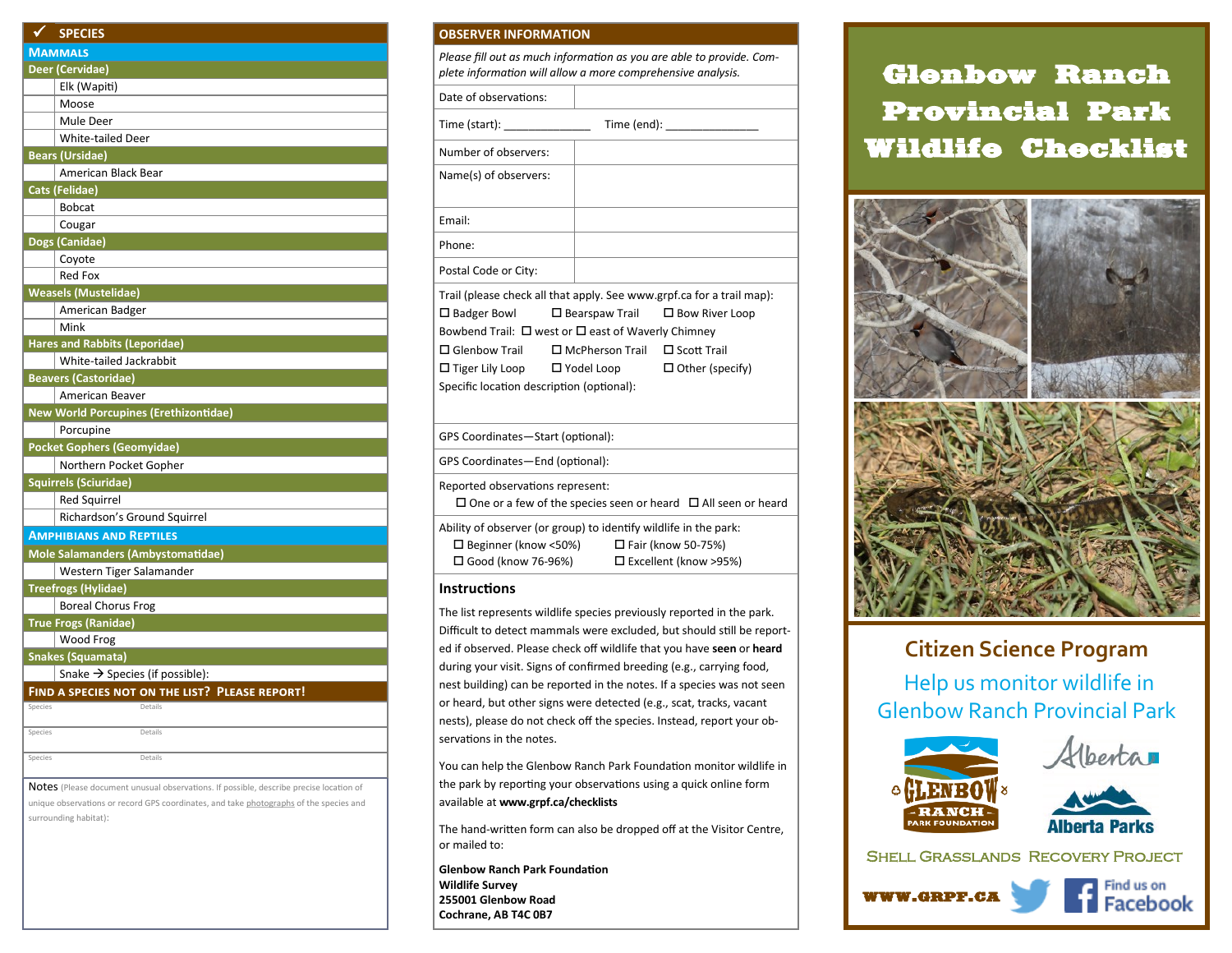# Glenbow Ranch Provincial Park Wildlife Checklist

## Citizen Science Program

Help us monitor wildlife in Glenbow Ranch Provincial Park

Glenbow Ranch Park Foundation | Alberta | Alberta Parks

Shell Grasslands Recovery Project

WWW.GRPF.CA | Find us on Facebook

---

| ✓ | SPECIES |
|---|---|
| | **MAMMALS** |
| | **Deer (Cervidae)** |
| ☐ | Elk (Wapiti) |
| ☐ | Moose |
| ☐ | Mule Deer |
| ☐ | White-tailed Deer |
| | **Bears (Ursidae)** |
| ☐ | American Black Bear |
| | **Cats (Felidae)** |
| ☐ | Bobcat |
| ☐ | Cougar |
| | **Dogs (Canidae)** |
| ☐ | Coyote |
| ☐ | Red Fox |
| | **Weasels (Mustelidae)** |
| ☐ | American Badger |
| ☐ | Mink |
| | **Hares and Rabbits (Leporidae)** |
| ☐ | White-tailed Jackrabbit |
| | **Beavers (Castoridae)** |
| ☐ | American Beaver |
| | **New World Porcupines (Erethizontidae)** |
| ☐ | Porcupine |
| | **Pocket Gophers (Geomyidae)** |
| ☐ | Northern Pocket Gopher |
| | **Squirrels (Sciuridae)** |
| ☐ | Red Squirrel |
| ☐ | Richardson's Ground Squirrel |
| | **AMPHIBIANS AND REPTILES** |
| | **Mole Salamanders (Ambystomatidae)** |
| ☐ | Western Tiger Salamander |
| | **Treefrogs (Hylidae)** |
| ☐ | Boreal Chorus Frog |
| | **True Frogs (Ranidae)** |
| ☐ | Wood Frog |
| | **Snakes (Squamata)** |
| ☐ | Snake → Species (if possible): |

**FIND A SPECIES NOT ON THE LIST? PLEASE REPORT!**

| Species | Details |
|---|---|
| | |
| | |
| | |

Notes (Please document unusual observations. If possible, describe precise location of unique observations or record GPS coordinates, and take photographs of the species and surrounding habitat):

---

## OBSERVER INFORMATION

*Please fill out as much information as you are able to provide. Complete information will allow a more comprehensive analysis.*

| | |
|---|---|
| Date of observations: | |
| Time (start): ______________ Time (end): ______________ | |
| Number of observers: | |
| Name(s) of observers: | |
| Email: | |
| Phone: | |
| Postal Code or City: | |

Trail (please check all that apply. See www.grpf.ca for a trail map):
☐ Badger Bowl ☐ Bearspaw Trail ☐ Bow River Loop
Bowbend Trail: ☐ west or ☐ east of Waverly Chimney
☐ Glenbow Trail ☐ McPherson Trail ☐ Scott Trail
☐ Tiger Lily Loop ☐ Yodel Loop ☐ Other (specify)
Specific location description (optional):

GPS Coordinates—Start (optional):

GPS Coordinates—End (optional):

Reported observations represent:
☐ One or a few of the species seen or heard ☐ All seen or heard

Ability of observer (or group) to identify wildlife in the park:
☐ Beginner (know <50%) ☐ Fair (know 50-75%)
☐ Good (know 76-96%) ☐ Excellent (know >95%)

### Instructions

The list represents wildlife species previously reported in the park. Difficult to detect mammals were excluded, but should still be reported if observed. Please check off wildlife that you have **seen** or **heard** during your visit. Signs of confirmed breeding (e.g., carrying food, nest building) can be reported in the notes. If a species was not seen or heard, but other signs were detected (e.g., scat, tracks, vacant nests), please do not check off the species. Instead, report your observations in the notes.

You can help the Glenbow Ranch Park Foundation monitor wildlife in the park by reporting your observations using a quick online form available at **www.grpf.ca/checklists**

The hand-written form can also be dropped off at the Visitor Centre, or mailed to:

**Glenbow Ranch Park Foundation**
**Wildlife Survey**
**255001 Glenbow Road**
**Cochrane, AB T4C 0B7**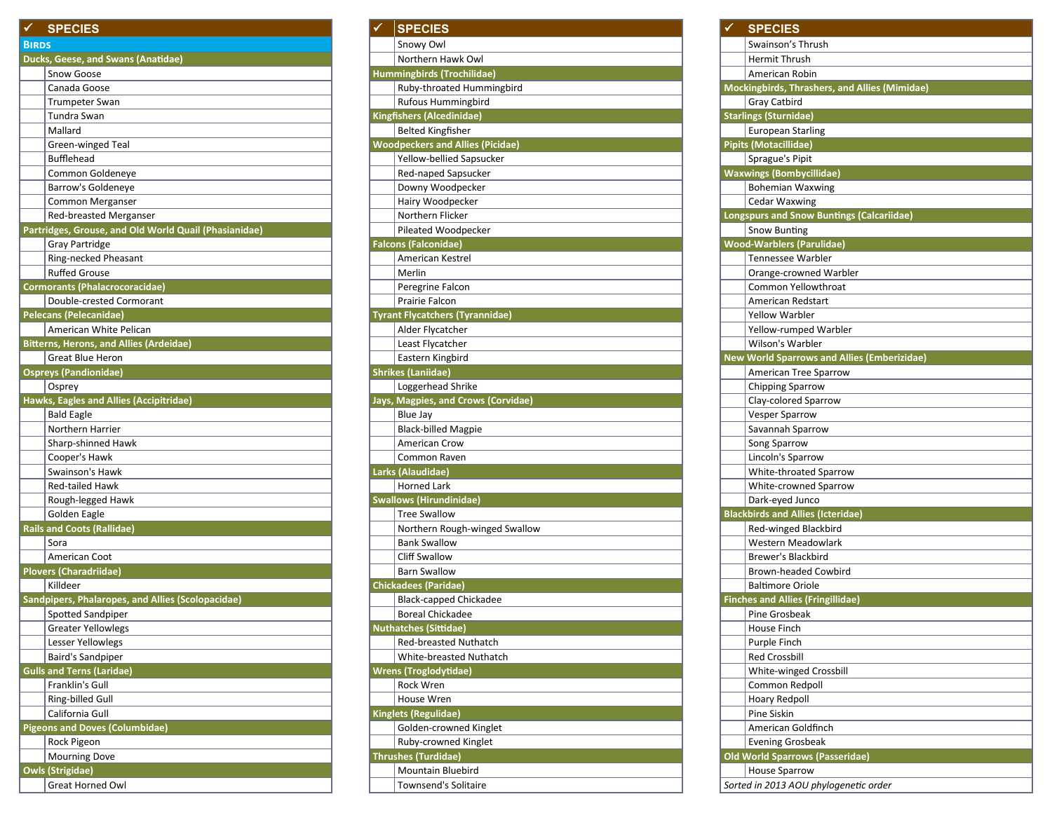| ✓ | SPECIES |
|---|---|
| | **Birds** |
| | **Ducks, Geese, and Swans (Anatidae)** |
| | Snow Goose |
| | Canada Goose |
| | Trumpeter Swan |
| | Tundra Swan |
| | Mallard |
| | Green-winged Teal |
| | Bufflehead |
| | Common Goldeneye |
| | Barrow's Goldeneye |
| | Common Merganser |
| | Red-breasted Merganser |
| | **Partridges, Grouse, and Old World Quail (Phasianidae)** |
| | Gray Partridge |
| | Ring-necked Pheasant |
| | Ruffed Grouse |
| | **Cormorants (Phalacrocoracidae)** |
| | Double-crested Cormorant |
| | **Pelecans (Pelecanidae)** |
| | American White Pelican |
| | **Bitterns, Herons, and Allies (Ardeidae)** |
| | Great Blue Heron |
| | **Ospreys (Pandionidae)** |
| | Osprey |
| | **Hawks, Eagles and Allies (Accipitridae)** |
| | Bald Eagle |
| | Northern Harrier |
| | Sharp-shinned Hawk |
| | Cooper's Hawk |
| | Swainson's Hawk |
| | Red-tailed Hawk |
| | Rough-legged Hawk |
| | Golden Eagle |
| | **Rails and Coots (Rallidae)** |
| | Sora |
| | American Coot |
| | **Plovers (Charadriidae)** |
| | Killdeer |
| | **Sandpipers, Phalaropes, and Allies (Scolopacidae)** |
| | Spotted Sandpiper |
| | Greater Yellowlegs |
| | Lesser Yellowlegs |
| | Baird's Sandpiper |
| | **Gulls and Terns (Laridae)** |
| | Franklin's Gull |
| | Ring-billed Gull |
| | California Gull |
| | **Pigeons and Doves (Columbidae)** |
| | Rock Pigeon |
| | Mourning Dove |
| | **Owls (Strigidae)** |
| | Great Horned Owl |

| ✓ | SPECIES |
|---|---|
| | Snowy Owl |
| | Northern Hawk Owl |
| | **Hummingbirds (Trochilidae)** |
| | Ruby-throated Hummingbird |
| | Rufous Hummingbird |
| | **Kingfishers (Alcedinidae)** |
| | Belted Kingfisher |
| | **Woodpeckers and Allies (Picidae)** |
| | Yellow-bellied Sapsucker |
| | Red-naped Sapsucker |
| | Downy Woodpecker |
| | Hairy Woodpecker |
| | Northern Flicker |
| | Pileated Woodpecker |
| | **Falcons (Falconidae)** |
| | American Kestrel |
| | Merlin |
| | Peregrine Falcon |
| | Prairie Falcon |
| | **Tyrant Flycatchers (Tyrannidae)** |
| | Alder Flycatcher |
| | Least Flycatcher |
| | Eastern Kingbird |
| | **Shrikes (Laniidae)** |
| | Loggerhead Shrike |
| | **Jays, Magpies, and Crows (Corvidae)** |
| | Blue Jay |
| | Black-billed Magpie |
| | American Crow |
| | Common Raven |
| | **Larks (Alaudidae)** |
| | Horned Lark |
| | **Swallows (Hirundinidae)** |
| | Tree Swallow |
| | Northern Rough-winged Swallow |
| | Bank Swallow |
| | Cliff Swallow |
| | Barn Swallow |
| | **Chickadees (Paridae)** |
| | Black-capped Chickadee |
| | Boreal Chickadee |
| | **Nuthatches (Sittidae)** |
| | Red-breasted Nuthatch |
| | White-breasted Nuthatch |
| | **Wrens (Troglodytidae)** |
| | Rock Wren |
| | House Wren |
| | **Kinglets (Regulidae)** |
| | Golden-crowned Kinglet |
| | Ruby-crowned Kinglet |
| | **Thrushes (Turdidae)** |
| | Mountain Bluebird |
| | Townsend's Solitaire |

| ✓ | SPECIES |
|---|---|
| | Swainson's Thrush |
| | Hermit Thrush |
| | American Robin |
| | **Mockingbirds, Thrashers, and Allies (Mimidae)** |
| | Gray Catbird |
| | **Starlings (Sturnidae)** |
| | European Starling |
| | **Pipits (Motacillidae)** |
| | Sprague's Pipit |
| | **Waxwings (Bombycillidae)** |
| | Bohemian Waxwing |
| | Cedar Waxwing |
| | **Longspurs and Snow Buntings (Calcariidae)** |
| | Snow Bunting |
| | **Wood-Warblers (Parulidae)** |
| | Tennessee Warbler |
| | Orange-crowned Warbler |
| | Common Yellowthroat |
| | American Redstart |
| | Yellow Warbler |
| | Yellow-rumped Warbler |
| | Wilson's Warbler |
| | **New World Sparrows and Allies (Emberizidae)** |
| | American Tree Sparrow |
| | Chipping Sparrow |
| | Clay-colored Sparrow |
| | Vesper Sparrow |
| | Savannah Sparrow |
| | Song Sparrow |
| | Lincoln's Sparrow |
| | White-throated Sparrow |
| | White-crowned Sparrow |
| | Dark-eyed Junco |
| | **Blackbirds and Allies (Icteridae)** |
| | Red-winged Blackbird |
| | Western Meadowlark |
| | Brewer's Blackbird |
| | Brown-headed Cowbird |
| | Baltimore Oriole |
| | **Finches and Allies (Fringillidae)** |
| | Pine Grosbeak |
| | House Finch |
| | Purple Finch |
| | Red Crossbill |
| | White-winged Crossbill |
| | Common Redpoll |
| | Hoary Redpoll |
| | Pine Siskin |
| | American Goldfinch |
| | Evening Grosbeak |
| | **Old World Sparrows (Passeridae)** |
| | House Sparrow |

*Sorted in 2013 AOU phylogenetic order*